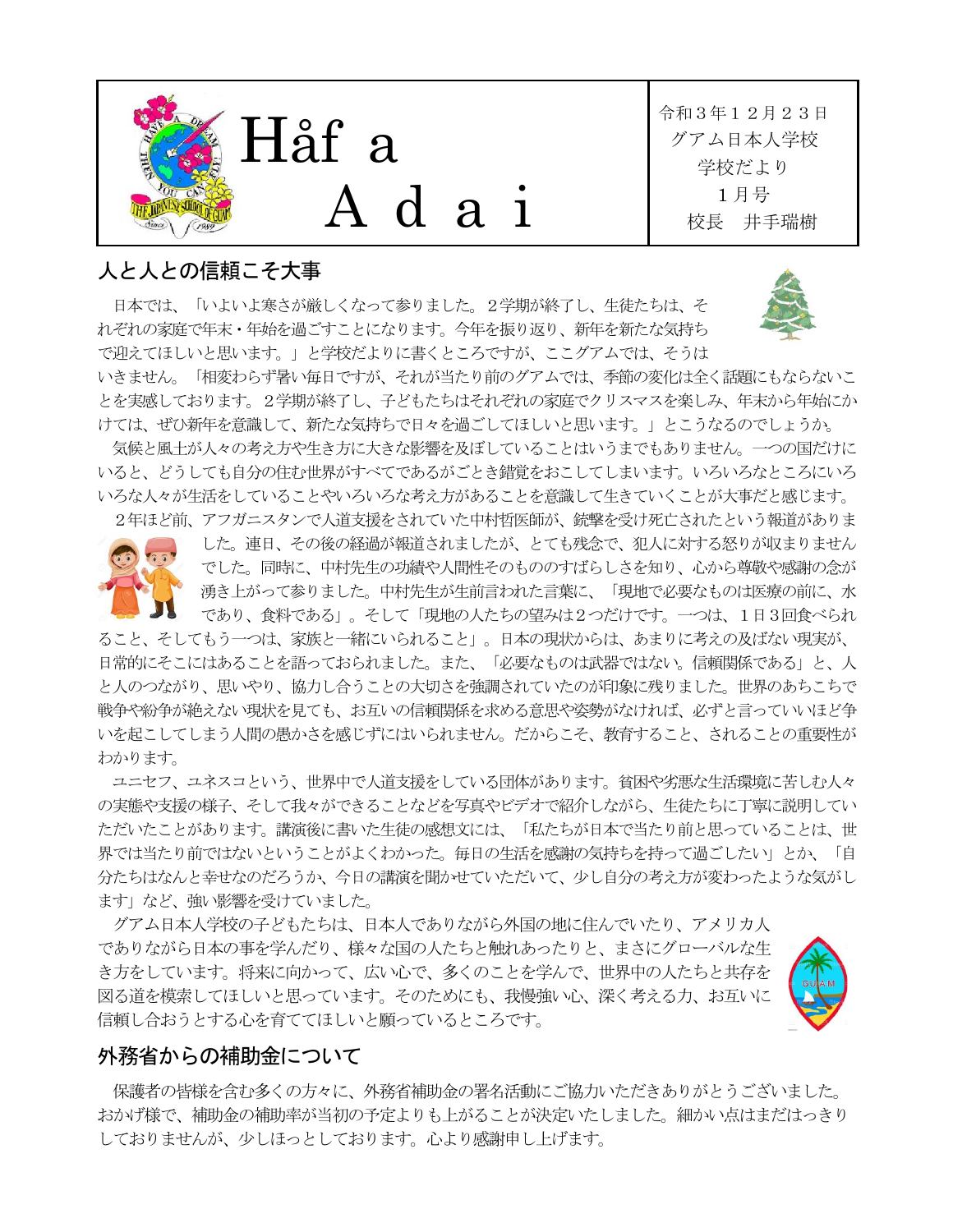# Håf a Adai

令和３年１２月２３日
グアム日本人学校
学校だより
１月号
校長　井手瑞樹

## 人と人との信頼こそ大事

日本では、「いよいよ寒さが厳しくなって参りました。２学期が終了し、生徒たちは、それぞれの家庭で年末・年始を過ごすことになります。今年を振り返り、新年を新たな気持ちで迎えてほしいと思います。」と学校だよりに書くところですが、ここグアムでは、そうはいきません。「相変わらず暑い毎日ですが、それが当たり前のグアムでは、季節の変化は全く話題にもならないことを実感しております。２学期が終了し、子どもたちはそれぞれの家庭でクリスマスを楽しみ、年末から年始にかけては、ぜひ新年を意識して、新たな気持ちで日々を過ごしてほしいと思います。」とこうなるのでしょうか。

気候と風土が人々の考え方や生き方に大きな影響を及ぼしていることはいうまでもありません。一つの国だけにいると、どうしても自分の住む世界がすべてであるがごとき錯覚をおこしてしまいます。いろいろなところにいろいろな人々が生活をしていることやいろいろな考え方があることを意識して生きていくことが大事だと感じます。

２年ほど前、アフガニスタンで人道支援をされていた中村哲医師が、銃撃を受け死亡されたという報道がありました。連日、その後の経過が報道されましたが、とても残念で、犯人に対する怒りが収まりませんでした。同時に、中村先生の功績や人間性そのもののすばらしさを知り、心から尊敬や感謝の念が湧き上がって参りました。中村先生が生前言われた言葉に、「現地で必要なものは医療の前に、水であり、食料である」。そして「現地の人たちの望みは２つだけです。一つは、１日３回食べられること、そしてもう一つは、家族と一緒にいられること」。日本の現状からは、あまりに考えの及ばない現実が、日常的にそこにはあることを語っておられました。また、「必要なものは武器ではない。信頼関係である」と、人と人のつながり、思いやり、協力し合うことの大切さを強調されていたのが印象に残りました。世界のあちこちで戦争や紛争が絶えない現状を見ても、お互いの信頼関係を求める意思や姿勢がなければ、必ずと言っていいほど争いを起こしてしまう人間の愚かさを感じずにはいられません。だからこそ、教育すること、されることの重要性がわかります。

ユニセフ、ユネスコという、世界中で人道支援をしている団体があります。貧困や劣悪な生活環境に苦しむ人々の実態や支援の様子、そして我々ができることなどを写真やビデオで紹介しながら、生徒たちに丁寧に説明していただいたことがあります。講演後に書いた生徒の感想文には、「私たちが日本で当たり前と思っていることは、世界では当たり前ではないということがよくわかった。毎日の生活を感謝の気持ちを持って過ごしたい」とか、「自分たちはなんと幸せなのだろうか、今日の講演を聞かせていただいて、少し自分の考え方が変わったような気がします」など、強い影響を受けていました。

グアム日本人学校の子どもたちは、日本人でありながら外国の地に住んでいたり、アメリカ人でありながら日本の事を学んだり、様々な国の人たちと触れあったりと、まさにグローバルな生き方をしています。将来に向かって、広い心で、多くのことを学んで、世界中の人たちと共存を図る道を模索してほしいと思っています。そのためにも、我慢強い心、深く考える力、お互いに信頼し合おうとする心を育ててほしいと願っているところです。

## 外務省からの補助金について

保護者の皆様を含む多くの方々に、外務省補助金の署名活動にご協力いただきありがとうございました。おかげ様で、補助金の補助率が当初の予定よりも上がることが決定いたしました。細かい点はまだはっきりしておりませんが、少しほっとしております。心より感謝申し上げます。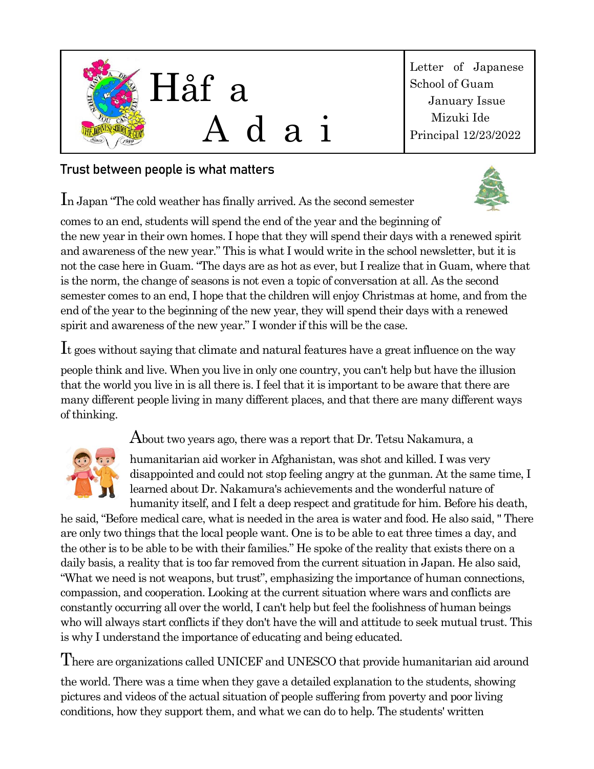# Håf a Adai

Letter of Japanese School of Guam
January Issue
Mizuki Ide
Principal 12/23/2022

## Trust between people is what matters

In Japan "The cold weather has finally arrived. As the second semester comes to an end, students will spend the end of the year and the beginning of the new year in their own homes. I hope that they will spend their days with a renewed spirit and awareness of the new year." This is what I would write in the school newsletter, but it is not the case here in Guam. "The days are as hot as ever, but I realize that in Guam, where that is the norm, the change of seasons is not even a topic of conversation at all. As the second semester comes to an end, I hope that the children will enjoy Christmas at home, and from the end of the year to the beginning of the new year, they will spend their days with a renewed spirit and awareness of the new year." I wonder if this will be the case.

It goes without saying that climate and natural features have a great influence on the way people think and live. When you live in only one country, you can't help but have the illusion that the world you live in is all there is. I feel that it is important to be aware that there are many different people living in many different places, and that there are many different ways of thinking.

About two years ago, there was a report that Dr. Tetsu Nakamura, a humanitarian aid worker in Afghanistan, was shot and killed. I was very disappointed and could not stop feeling angry at the gunman. At the same time, I learned about Dr. Nakamura's achievements and the wonderful nature of humanity itself, and I felt a deep respect and gratitude for him. Before his death, he said, "Before medical care, what is needed in the area is water and food. He also said, " There are only two things that the local people want. One is to be able to eat three times a day, and the other is to be able to be with their families." He spoke of the reality that exists there on a daily basis, a reality that is too far removed from the current situation in Japan. He also said, "What we need is not weapons, but trust", emphasizing the importance of human connections, compassion, and cooperation. Looking at the current situation where wars and conflicts are constantly occurring all over the world, I can't help but feel the foolishness of human beings who will always start conflicts if they don't have the will and attitude to seek mutual trust. This is why I understand the importance of educating and being educated.

There are organizations called UNICEF and UNESCO that provide humanitarian aid around the world. There was a time when they gave a detailed explanation to the students, showing pictures and videos of the actual situation of people suffering from poverty and poor living conditions, how they support them, and what we can do to help. The students' written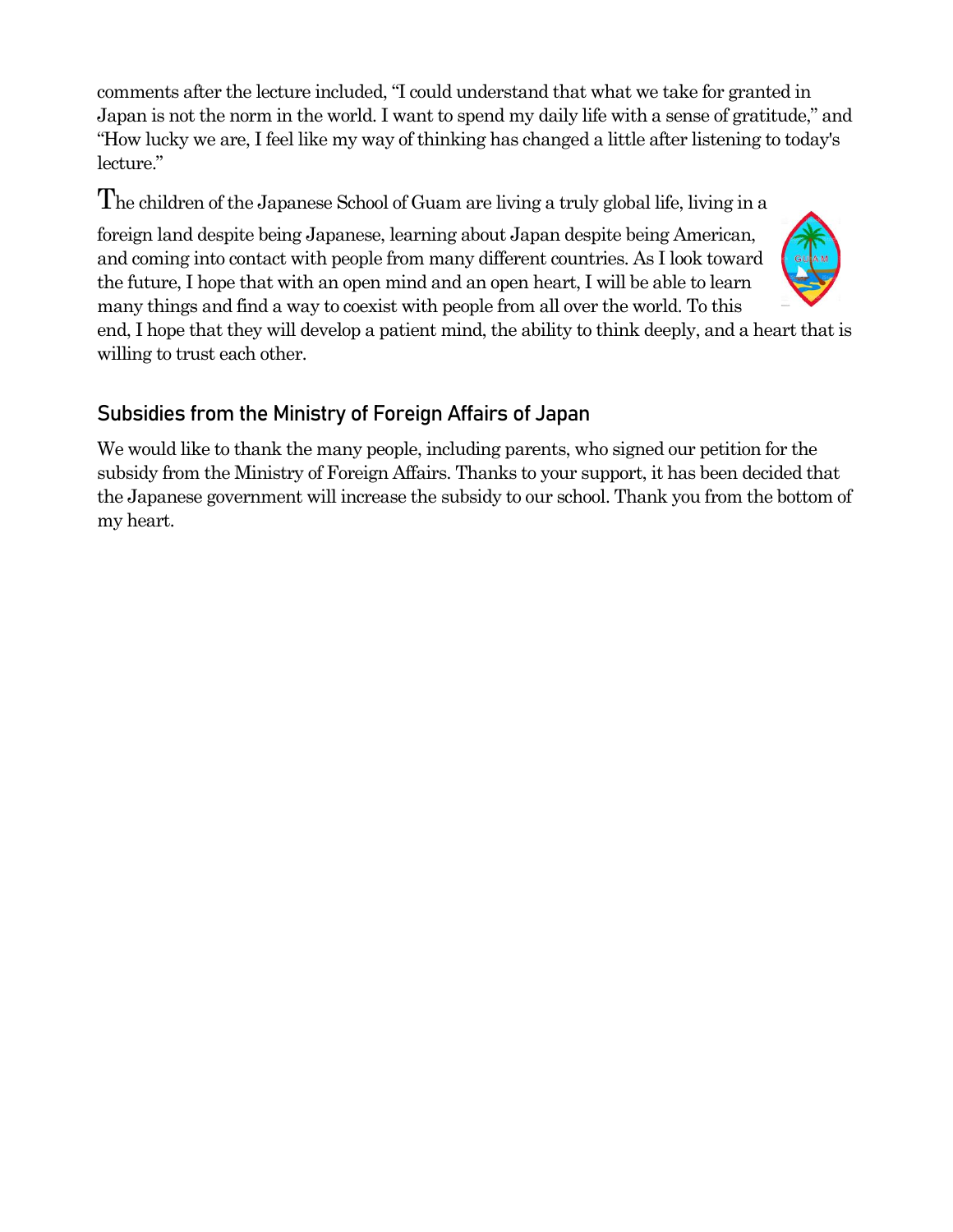comments after the lecture included, "I could understand that what we take for granted in Japan is not the norm in the world. I want to spend my daily life with a sense of gratitude," and "How lucky we are, I feel like my way of thinking has changed a little after listening to today's lecture."

The children of the Japanese School of Guam are living a truly global life, living in a foreign land despite being Japanese, learning about Japan despite being American, and coming into contact with people from many different countries. As I look toward the future, I hope that with an open mind and an open heart, I will be able to learn many things and find a way to coexist with people from all over the world. To this end, I hope that they will develop a patient mind, the ability to think deeply, and a heart that is willing to trust each other.

## Subsidies from the Ministry of Foreign Affairs of Japan

We would like to thank the many people, including parents, who signed our petition for the subsidy from the Ministry of Foreign Affairs. Thanks to your support, it has been decided that the Japanese government will increase the subsidy to our school. Thank you from the bottom of my heart.